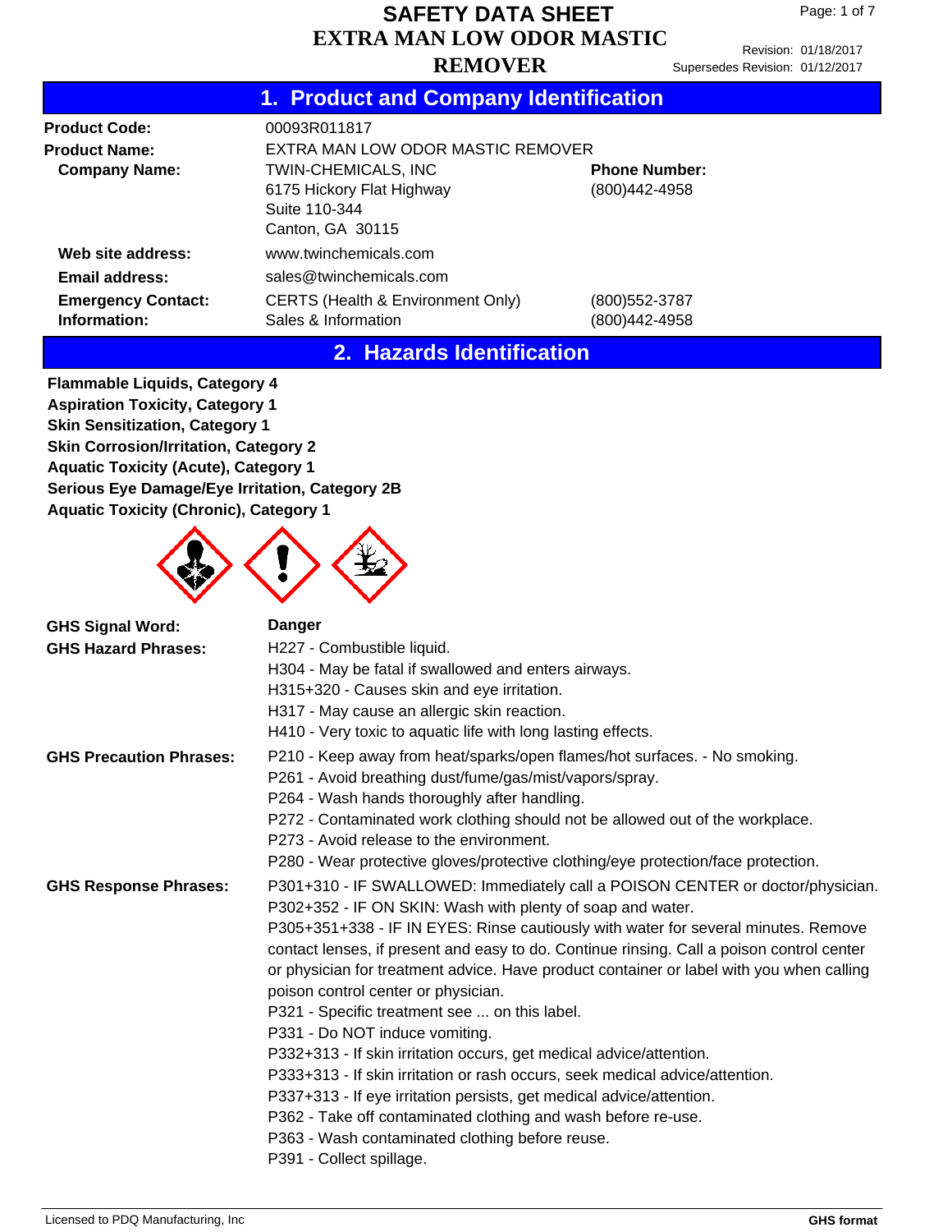# SAFETY DATA SHEET
# EXTRA MAN LOW ODOR MASTIC REMOVER

Revision: 01/18/2017
Supersedes Revision: 01/12/2017

## 1. Product and Company Identification

| | | |
|---|---|---|
| **Product Code:** | 00093R011817 | |
| **Product Name:** | EXTRA MAN LOW ODOR MASTIC REMOVER | |
| **Company Name:** | TWIN-CHEMICALS, INC<br>6175 Hickory Flat Highway<br>Suite 110-344<br>Canton, GA 30115 | **Phone Number:**<br>(800)442-4958 |
| **Web site address:** | www.twinchemicals.com | |
| **Email address:** | sales@twinchemicals.com | |
| **Emergency Contact: Information:** | CERTS (Health & Environment Only)<br>Sales & Information | (800)552-3787<br>(800)442-4958 |

## 2. Hazards Identification

**Flammable Liquids, Category 4**
**Aspiration Toxicity, Category 1**
**Skin Sensitization, Category 1**
**Skin Corrosion/Irritation, Category 2**
**Aquatic Toxicity (Acute), Category 1**
**Serious Eye Damage/Eye Irritation, Category 2B**
**Aquatic Toxicity (Chronic), Category 1**

**GHS Signal Word:** **Danger**

**GHS Hazard Phrases:**
H227 - Combustible liquid.
H304 - May be fatal if swallowed and enters airways.
H315+320 - Causes skin and eye irritation.
H317 - May cause an allergic skin reaction.
H410 - Very toxic to aquatic life with long lasting effects.

**GHS Precaution Phrases:**
P210 - Keep away from heat/sparks/open flames/hot surfaces. - No smoking.
P261 - Avoid breathing dust/fume/gas/mist/vapors/spray.
P264 - Wash hands thoroughly after handling.
P272 - Contaminated work clothing should not be allowed out of the workplace.
P273 - Avoid release to the environment.
P280 - Wear protective gloves/protective clothing/eye protection/face protection.

**GHS Response Phrases:**
P301+310 - IF SWALLOWED: Immediately call a POISON CENTER or doctor/physician.
P302+352 - IF ON SKIN: Wash with plenty of soap and water.
P305+351+338 - IF IN EYES: Rinse cautiously with water for several minutes. Remove contact lenses, if present and easy to do. Continue rinsing. Call a poison control center or physician for treatment advice. Have product container or label with you when calling poison control center or physician.
P321 - Specific treatment see ... on this label.
P331 - Do NOT induce vomiting.
P332+313 - If skin irritation occurs, get medical advice/attention.
P333+313 - If skin irritation or rash occurs, seek medical advice/attention.
P337+313 - If eye irritation persists, get medical advice/attention.
P362 - Take off contaminated clothing and wash before re-use.
P363 - Wash contaminated clothing before reuse.
P391 - Collect spillage.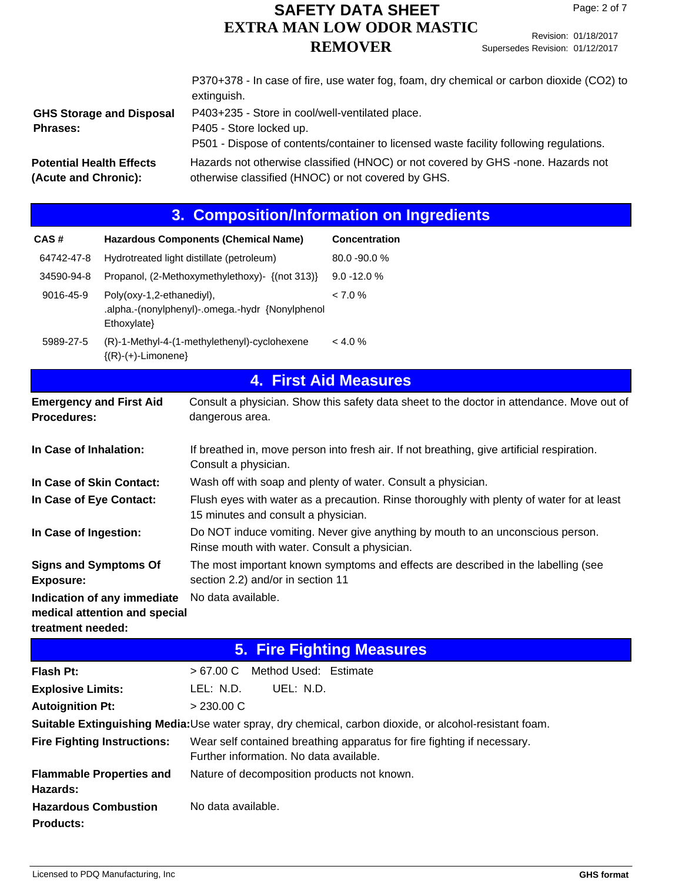P370+378 - In case of fire, use water fog, foam, dry chemical or carbon dioxide (CO2) to extinguish.

**GHS Storage and Disposal Phrases:** P403+235 - Store in cool/well-ventilated place.
P405 - Store locked up.
P501 - Dispose of contents/container to licensed waste facility following regulations.

**Potential Health Effects (Acute and Chronic):** Hazards not otherwise classified (HNOC) or not covered by GHS -none. Hazards not otherwise classified (HNOC) or not covered by GHS.

## 3. Composition/Information on Ingredients

| CAS # | Hazardous Components (Chemical Name) | Concentration |
|---|---|---|
| 64742-47-8 | Hydrotreated light distillate (petroleum) | 80.0 -90.0 % |
| 34590-94-8 | Propanol, (2-Methoxymethylethoxy)- {(not 313)} | 9.0 -12.0 % |
| 9016-45-9 | Poly(oxy-1,2-ethanediyl), .alpha.-(nonylphenyl)-.omega.-hydr {Nonylphenol Ethoxylate} | < 7.0 % |
| 5989-27-5 | (R)-1-Methyl-4-(1-methylethenyl)-cyclohexene {(R)-(+)-Limonene} | < 4.0 % |

## 4. First Aid Measures

**Emergency and First Aid Procedures:** Consult a physician. Show this safety data sheet to the doctor in attendance. Move out of dangerous area.

**In Case of Inhalation:** If breathed in, move person into fresh air. If not breathing, give artificial respiration. Consult a physician.

**In Case of Skin Contact:** Wash off with soap and plenty of water. Consult a physician.

**In Case of Eye Contact:** Flush eyes with water as a precaution. Rinse thoroughly with plenty of water for at least 15 minutes and consult a physician.

**In Case of Ingestion:** Do NOT induce vomiting. Never give anything by mouth to an unconscious person. Rinse mouth with water. Consult a physician.

**Signs and Symptoms Of Exposure:** The most important known symptoms and effects are described in the labelling (see section 2.2) and/or in section 11

**Indication of any immediate medical attention and special treatment needed:** No data available.

## 5. Fire Fighting Measures

**Flash Pt:** > 67.00 C Method Used: Estimate

**Explosive Limits:** LEL: N.D. UEL: N.D.

**Autoignition Pt:** > 230.00 C

**Suitable Extinguishing Media:** Use water spray, dry chemical, carbon dioxide, or alcohol-resistant foam.

**Fire Fighting Instructions:** Wear self contained breathing apparatus for fire fighting if necessary.
Further information. No data available.

**Flammable Properties and Hazards:** Nature of decomposition products not known.

**Hazardous Combustion Products:** No data available.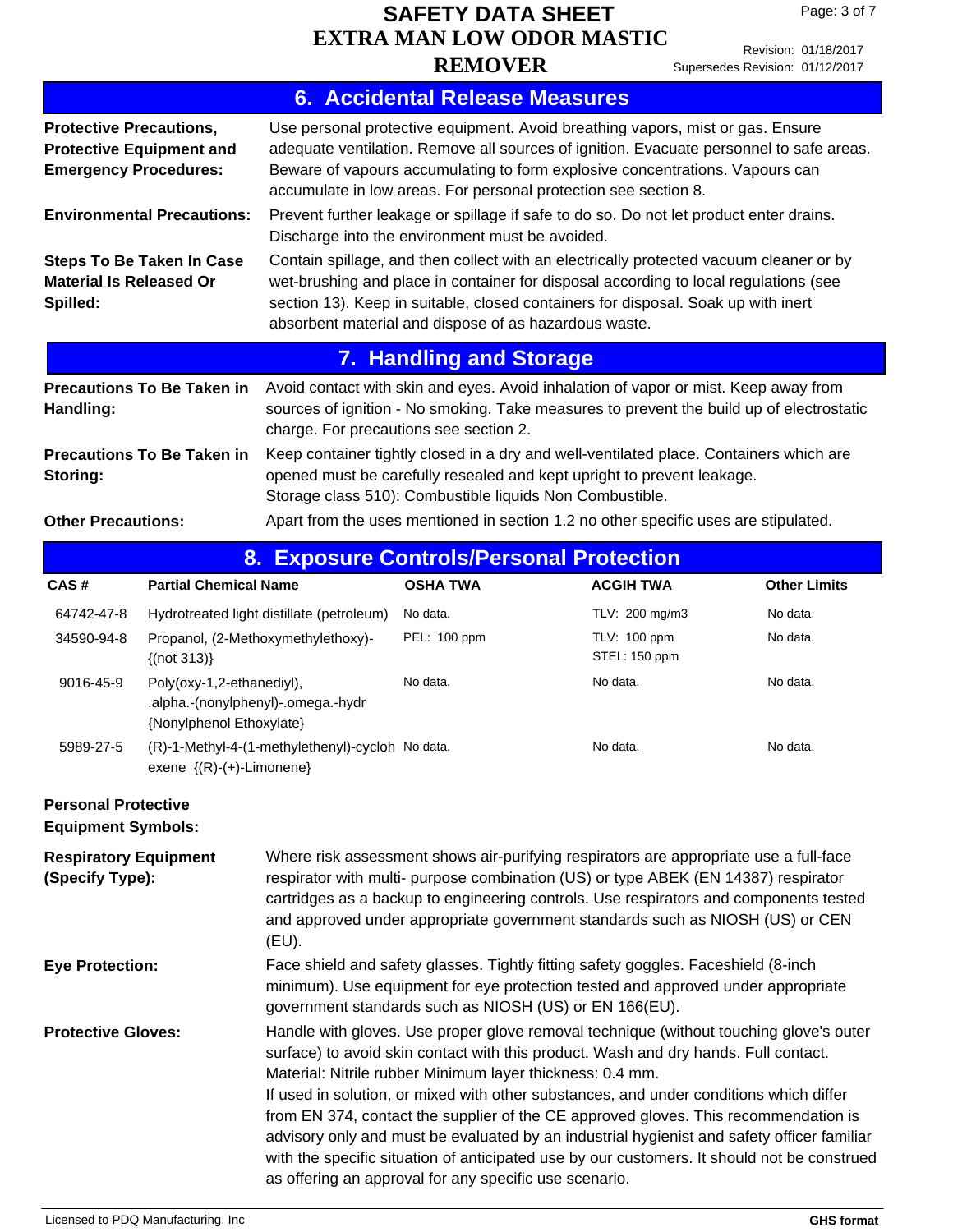## 6. Accidental Release Measures

**Protective Precautions, Protective Equipment and Emergency Procedures:** Use personal protective equipment. Avoid breathing vapors, mist or gas. Ensure adequate ventilation. Remove all sources of ignition. Evacuate personnel to safe areas. Beware of vapours accumulating to form explosive concentrations. Vapours can accumulate in low areas. For personal protection see section 8.

**Environmental Precautions:** Prevent further leakage or spillage if safe to do so. Do not let product enter drains. Discharge into the environment must be avoided.

**Steps To Be Taken In Case Material Is Released Or Spilled:** Contain spillage, and then collect with an electrically protected vacuum cleaner or by wet-brushing and place in container for disposal according to local regulations (see section 13). Keep in suitable, closed containers for disposal. Soak up with inert absorbent material and dispose of as hazardous waste.

## 7. Handling and Storage

**Precautions To Be Taken in Handling:** Avoid contact with skin and eyes. Avoid inhalation of vapor or mist. Keep away from sources of ignition - No smoking. Take measures to prevent the build up of electrostatic charge. For precautions see section 2.

**Precautions To Be Taken in Storing:** Keep container tightly closed in a dry and well-ventilated place. Containers which are opened must be carefully resealed and kept upright to prevent leakage.
Storage class 510): Combustible liquids Non Combustible.

**Other Precautions:** Apart from the uses mentioned in section 1.2 no other specific uses are stipulated.

## 8. Exposure Controls/Personal Protection

| CAS # | Partial Chemical Name | OSHA TWA | ACGIH TWA | Other Limits |
|---|---|---|---|---|
| 64742-47-8 | Hydrotreated light distillate (petroleum) | No data. | TLV: 200 mg/m3 | No data. |
| 34590-94-8 | Propanol, (2-Methoxymethylethoxy)- {(not 313)} | PEL: 100 ppm | TLV: 100 ppm<br>STEL: 150 ppm | No data. |
| 9016-45-9 | Poly(oxy-1,2-ethanediyl), .alpha.-(nonylphenyl)-.omega.-hydr {Nonylphenol Ethoxylate} | No data. | No data. | No data. |
| 5989-27-5 | (R)-1-Methyl-4-(1-methylethenyl)-cyclohexene {(R)-(+)-Limonene} | No data. | No data. | No data. |

**Personal Protective Equipment Symbols:**

**Respiratory Equipment (Specify Type):** Where risk assessment shows air-purifying respirators are appropriate use a full-face respirator with multi- purpose combination (US) or type ABEK (EN 14387) respirator cartridges as a backup to engineering controls. Use respirators and components tested and approved under appropriate government standards such as NIOSH (US) or CEN (EU).

**Eye Protection:** Face shield and safety glasses. Tightly fitting safety goggles. Faceshield (8-inch minimum). Use equipment for eye protection tested and approved under appropriate government standards such as NIOSH (US) or EN 166(EU).

**Protective Gloves:** Handle with gloves. Use proper glove removal technique (without touching glove's outer surface) to avoid skin contact with this product. Wash and dry hands. Full contact. Material: Nitrile rubber Minimum layer thickness: 0.4 mm.
If used in solution, or mixed with other substances, and under conditions which differ from EN 374, contact the supplier of the CE approved gloves. This recommendation is advisory only and must be evaluated by an industrial hygienist and safety officer familiar with the specific situation of anticipated use by our customers. It should not be construed as offering an approval for any specific use scenario.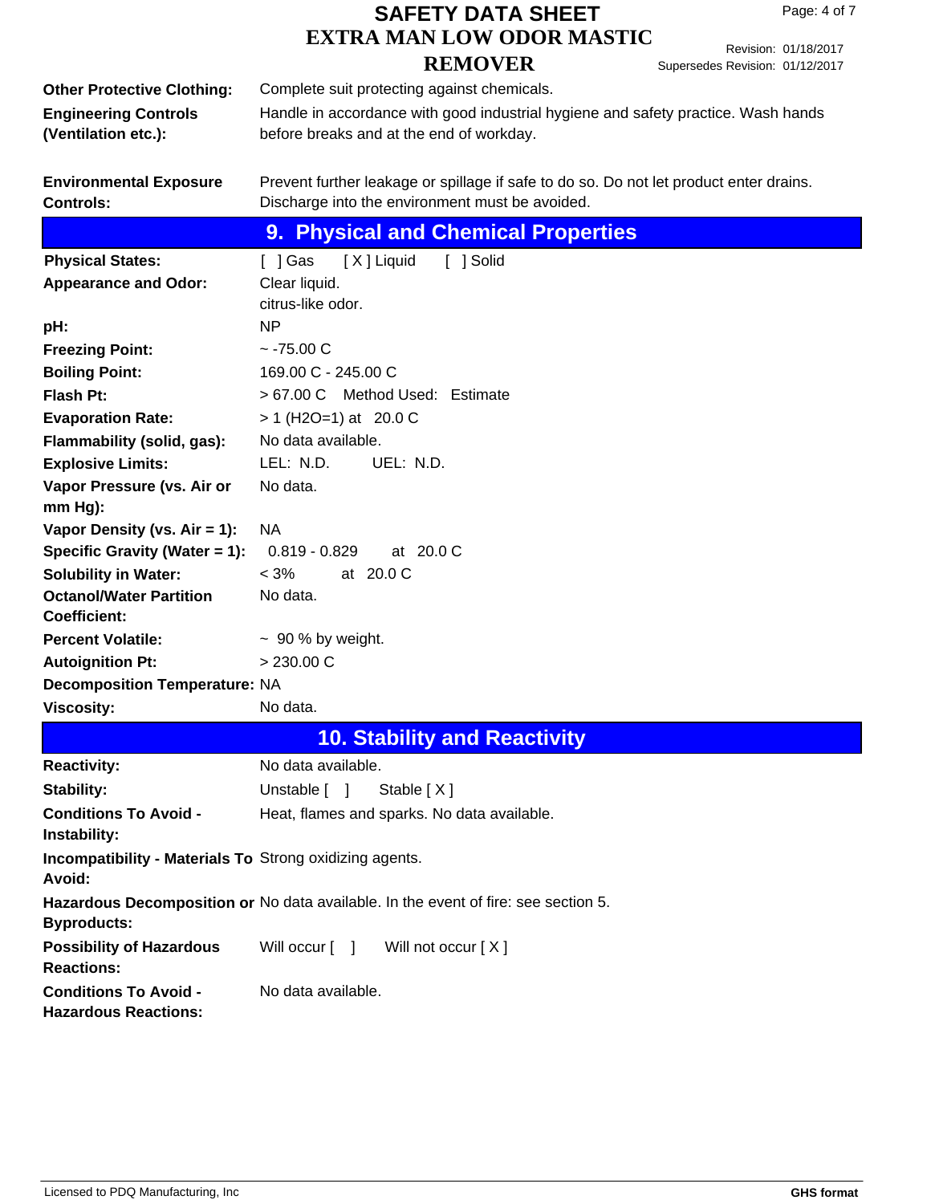**Other Protective Clothing:** Complete suit protecting against chemicals.

**Engineering Controls (Ventilation etc.):** Handle in accordance with good industrial hygiene and safety practice. Wash hands before breaks and at the end of workday.

**Environmental Exposure Controls:** Prevent further leakage or spillage if safe to do so. Do not let product enter drains. Discharge into the environment must be avoided.

## 9. Physical and Chemical Properties

| | |
|---|---|
| **Physical States:** | [ ] Gas [ X ] Liquid [ ] Solid |
| **Appearance and Odor:** | Clear liquid.<br>citrus-like odor. |
| **pH:** | NP |
| **Freezing Point:** | ~ -75.00 C |
| **Boiling Point:** | 169.00 C - 245.00 C |
| **Flash Pt:** | > 67.00 C Method Used: Estimate |
| **Evaporation Rate:** | > 1 ($H_2O$=1) at 20.0 C |
| **Flammability (solid, gas):** | No data available. |
| **Explosive Limits:** | LEL: N.D. UEL: N.D. |
| **Vapor Pressure (vs. Air or mm Hg):** | No data. |
| **Vapor Density (vs. Air = 1):** | NA |
| **Specific Gravity (Water = 1):** | 0.819 - 0.829 at 20.0 C |
| **Solubility in Water:** | < 3% at 20.0 C |
| **Octanol/Water Partition Coefficient:** | No data. |
| **Percent Volatile:** | ~ 90 % by weight. |
| **Autoignition Pt:** | > 230.00 C |
| **Decomposition Temperature:** | NA |
| **Viscosity:** | No data. |

## 10. Stability and Reactivity

| | |
|---|---|
| **Reactivity:** | No data available. |
| **Stability:** | Unstable [ ] Stable [ X ] |
| **Conditions To Avoid - Instability:** | Heat, flames and sparks. No data available. |
| **Incompatibility - Materials To Avoid:** | Strong oxidizing agents. |
| **Hazardous Decomposition or Byproducts:** | No data available. In the event of fire: see section 5. |
| **Possibility of Hazardous Reactions:** | Will occur [ ] Will not occur [ X ] |
| **Conditions To Avoid - Hazardous Reactions:** | No data available. |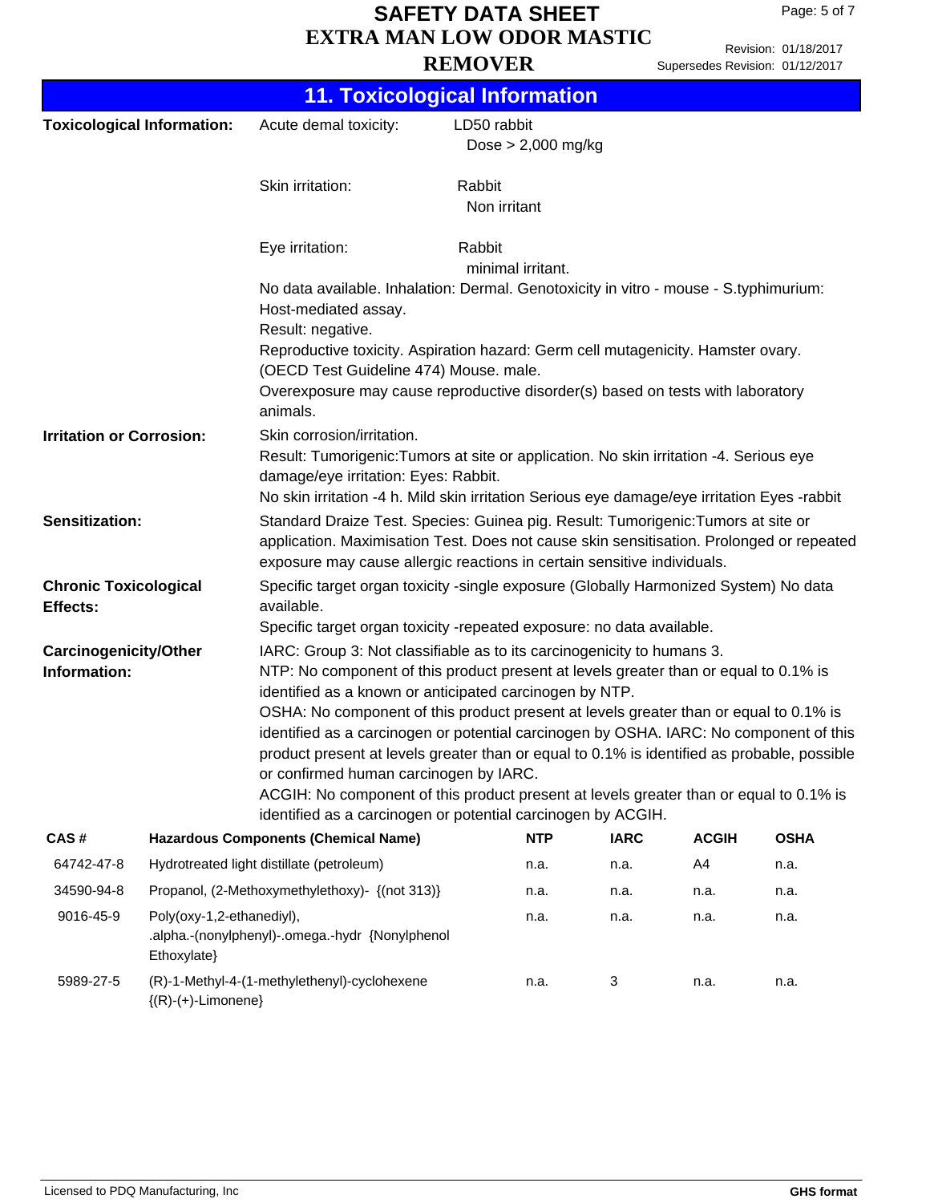## 11. Toxicological Information

**Toxicological Information:**

Acute demal toxicity: LD50 rabbit
Dose > 2,000 mg/kg

Skin irritation: Rabbit
Non irritant

Eye irritation: Rabbit
minimal irritant.

No data available. Inhalation: Dermal. Genotoxicity in vitro - mouse - S.typhimurium: Host-mediated assay.
Result: negative.
Reproductive toxicity. Aspiration hazard: Germ cell mutagenicity. Hamster ovary. (OECD Test Guideline 474) Mouse. male.
Overexposure may cause reproductive disorder(s) based on tests with laboratory animals.

**Irritation or Corrosion:**

Skin corrosion/irritation.
Result: Tumorigenic:Tumors at site or application. No skin irritation -4. Serious eye damage/eye irritation: Eyes: Rabbit.
No skin irritation -4 h. Mild skin irritation Serious eye damage/eye irritation Eyes -rabbit

**Sensitization:**

Standard Draize Test. Species: Guinea pig. Result: Tumorigenic:Tumors at site or application. Maximisation Test. Does not cause skin sensitisation. Prolonged or repeated exposure may cause allergic reactions in certain sensitive individuals.

**Chronic Toxicological Effects:**

Specific target organ toxicity -single exposure (Globally Harmonized System) No data available.
Specific target organ toxicity -repeated exposure: no data available.

**Carcinogenicity/Other Information:**

IARC: Group 3: Not classifiable as to its carcinogenicity to humans 3.
NTP: No component of this product present at levels greater than or equal to 0.1% is identified as a known or anticipated carcinogen by NTP.
OSHA: No component of this product present at levels greater than or equal to 0.1% is identified as a carcinogen or potential carcinogen by OSHA. IARC: No component of this product present at levels greater than or equal to 0.1% is identified as probable, possible or confirmed human carcinogen by IARC.
ACGIH: No component of this product present at levels greater than or equal to 0.1% is identified as a carcinogen or potential carcinogen by ACGIH.

| CAS # | Hazardous Components (Chemical Name) | NTP | IARC | ACGIH | OSHA |
|---|---|---|---|---|---|
| 64742-47-8 | Hydrotreated light distillate (petroleum) | n.a. | n.a. | A4 | n.a. |
| 34590-94-8 | Propanol, (2-Methoxymethylethoxy)- {(not 313)} | n.a. | n.a. | n.a. | n.a. |
| 9016-45-9 | Poly(oxy-1,2-ethanediyl), .alpha.-(nonylphenyl)-.omega.-hydr {Nonylphenol Ethoxylate} | n.a. | n.a. | n.a. | n.a. |
| 5989-27-5 | (R)-1-Methyl-4-(1-methylethenyl)-cyclohexene {(R)-(+)-Limonene} | n.a. | 3 | n.a. | n.a. |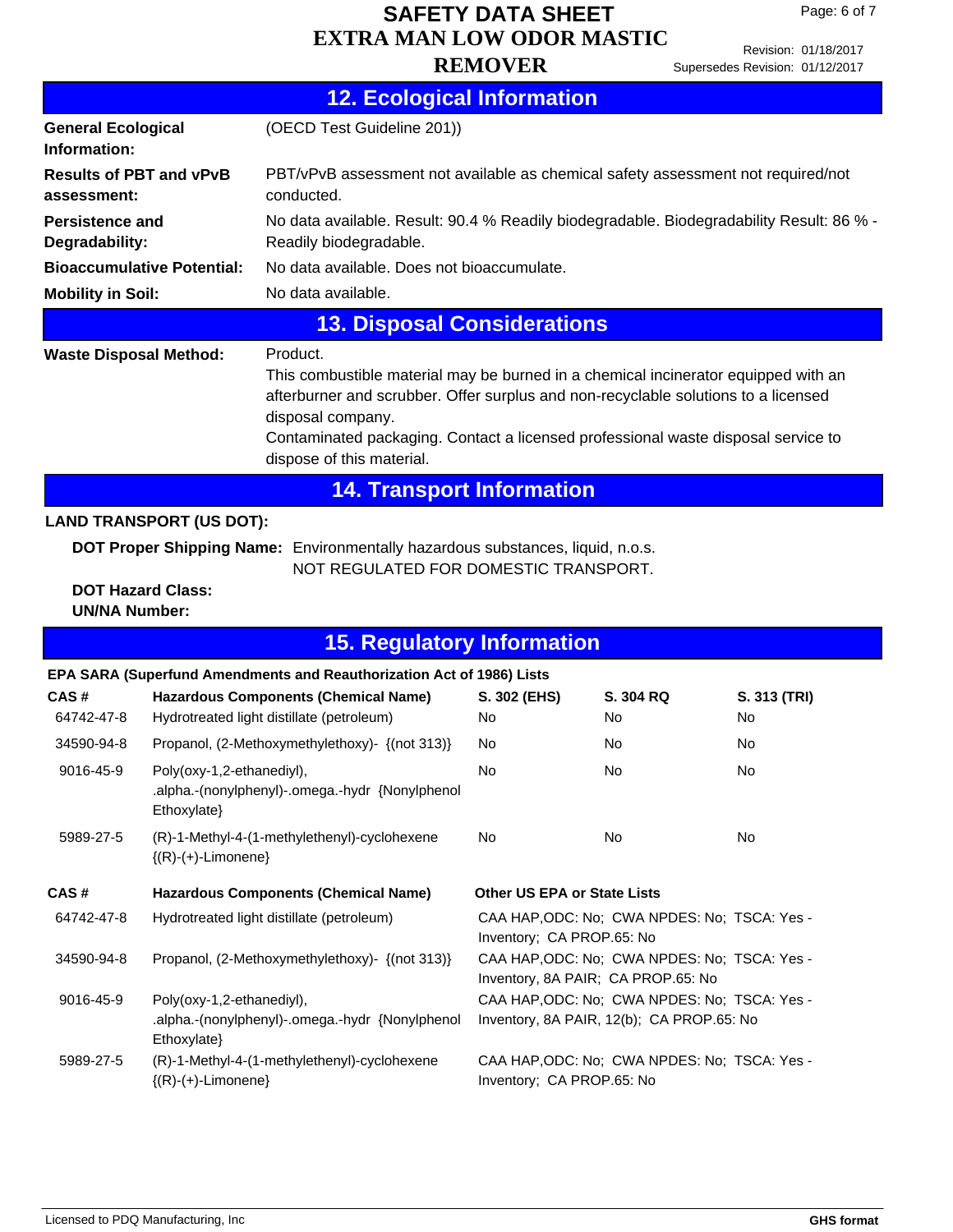## 12. Ecological Information

| | |
|---|---|
| **General Ecological Information:** | (OECD Test Guideline 201)) |
| **Results of PBT and vPvB assessment:** | PBT/vPvB assessment not available as chemical safety assessment not required/not conducted. |
| **Persistence and Degradability:** | No data available. Result: 90.4 % Readily biodegradable. Biodegradability Result: 86 % - Readily biodegradable. |
| **Bioaccumulative Potential:** | No data available. Does not bioaccumulate. |
| **Mobility in Soil:** | No data available. |

## 13. Disposal Considerations

**Waste Disposal Method:** Product.
This combustible material may be burned in a chemical incinerator equipped with an afterburner and scrubber. Offer surplus and non-recyclable solutions to a licensed disposal company.
Contaminated packaging. Contact a licensed professional waste disposal service to dispose of this material.

## 14. Transport Information

**LAND TRANSPORT (US DOT):**

**DOT Proper Shipping Name:** Environmentally hazardous substances, liquid, n.o.s.
NOT REGULATED FOR DOMESTIC TRANSPORT.

**DOT Hazard Class:**

**UN/NA Number:**

## 15. Regulatory Information

**EPA SARA (Superfund Amendments and Reauthorization Act of 1986) Lists**

| CAS # | Hazardous Components (Chemical Name) | S. 302 (EHS) | S. 304 RQ | S. 313 (TRI) |
|---|---|---|---|---|
| 64742-47-8 | Hydrotreated light distillate (petroleum) | No | No | No |
| 34590-94-8 | Propanol, (2-Methoxymethylethoxy)- {(not 313)} | No | No | No |
| 9016-45-9 | Poly(oxy-1,2-ethanediyl), .alpha.-(nonylphenyl)-.omega.-hydr {Nonylphenol Ethoxylate} | No | No | No |
| 5989-27-5 | (R)-1-Methyl-4-(1-methylethenyl)-cyclohexene {(R)-(+)-Limonene} | No | No | No |

| CAS # | Hazardous Components (Chemical Name) | Other US EPA or State Lists |
|---|---|---|
| 64742-47-8 | Hydrotreated light distillate (petroleum) | CAA HAP,ODC: No; CWA NPDES: No; TSCA: Yes - Inventory; CA PROP.65: No |
| 34590-94-8 | Propanol, (2-Methoxymethylethoxy)- {(not 313)} | CAA HAP,ODC: No; CWA NPDES: No; TSCA: Yes - Inventory, 8A PAIR; CA PROP.65: No |
| 9016-45-9 | Poly(oxy-1,2-ethanediyl), .alpha.-(nonylphenyl)-.omega.-hydr {Nonylphenol Ethoxylate} | CAA HAP,ODC: No; CWA NPDES: No; TSCA: Yes - Inventory, 8A PAIR, 12(b); CA PROP.65: No |
| 5989-27-5 | (R)-1-Methyl-4-(1-methylethenyl)-cyclohexene {(R)-(+)-Limonene} | CAA HAP,ODC: No; CWA NPDES: No; TSCA: Yes - Inventory; CA PROP.65: No |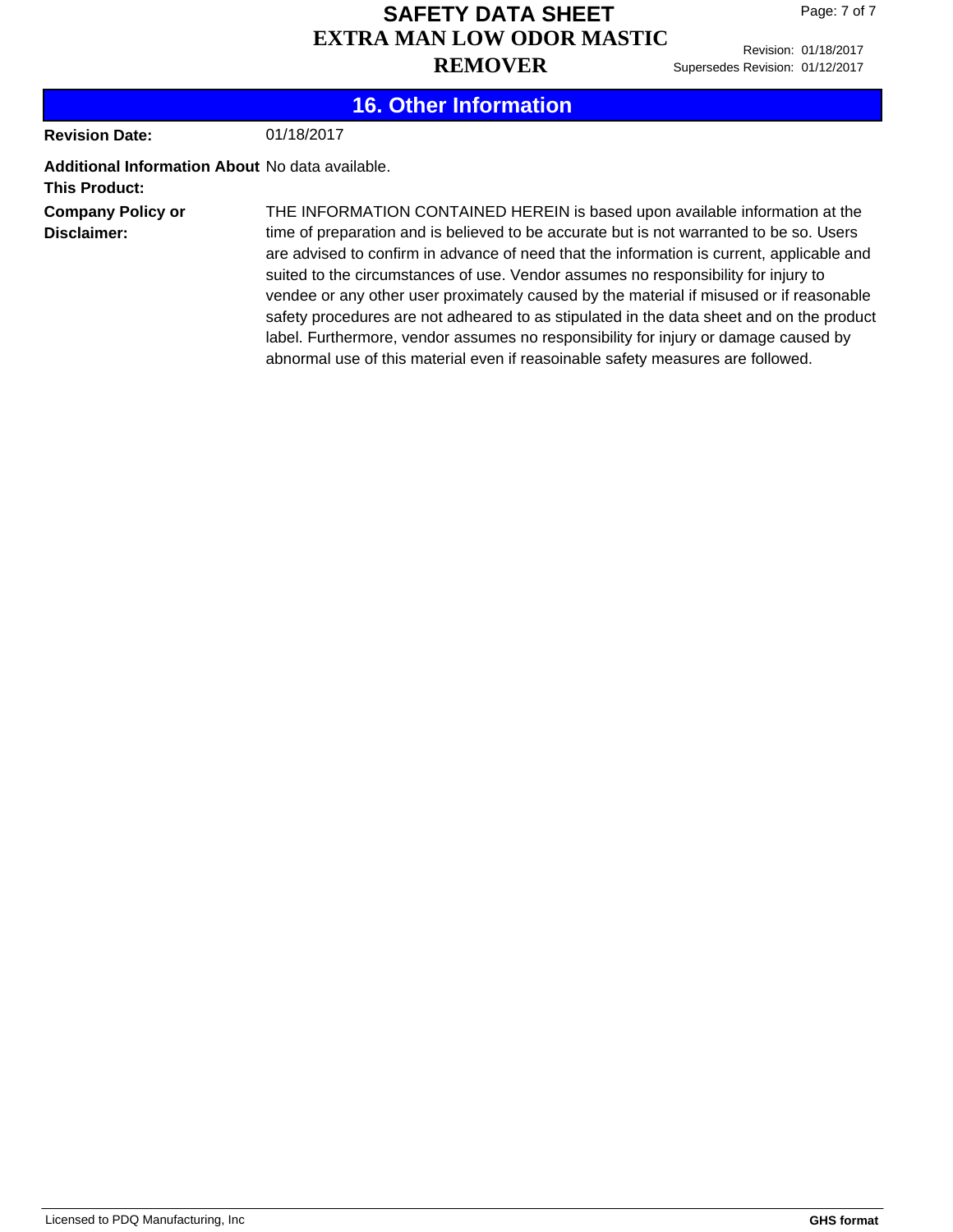## 16. Other Information

**Revision Date:** 01/18/2017

**Additional Information About This Product:** No data available.

**Company Policy or Disclaimer:** THE INFORMATION CONTAINED HEREIN is based upon available information at the time of preparation and is believed to be accurate but is not warranted to be so. Users are advised to confirm in advance of need that the information is current, applicable and suited to the circumstances of use. Vendor assumes no responsibility for injury to vendee or any other user proximately caused by the material if misused or if reasonable safety procedures are not adheared to as stipulated in the data sheet and on the product label. Furthermore, vendor assumes no responsibility for injury or damage caused by abnormal use of this material even if reasoinable safety measures are followed.